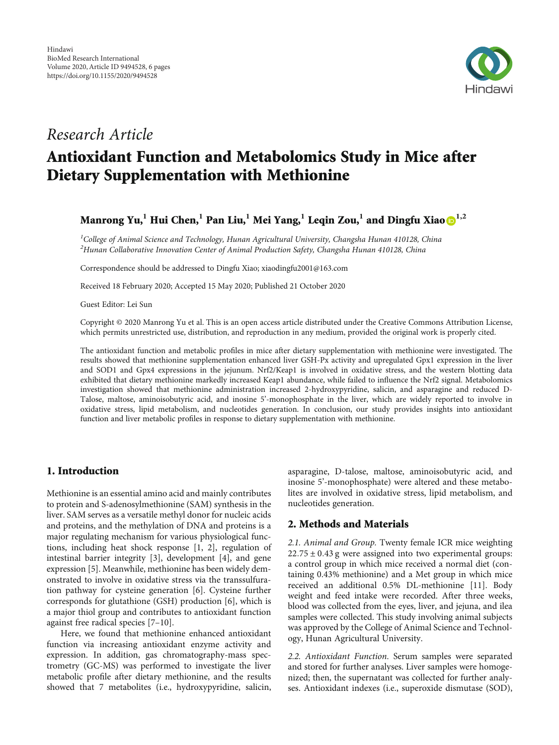Hindawi
BioMed Research International
Volume 2020, Article ID 9494528, 6 pages
https://doi.org/10.1155/2020/9494528

*Research Article*

# Antioxidant Function and Metabolomics Study in Mice after Dietary Supplementation with Methionine

**Manrong Yu,[1] Hui Chen,[1] Pan Liu,[1] Mei Yang,[1] Leqin Zou,[1] and Dingfu Xiao[1,2]**

[1]*College of Animal Science and Technology, Hunan Agricultural University, Changsha Hunan 410128, China*
[2]*Hunan Collaborative Innovation Center of Animal Production Safety, Changsha Hunan 410128, China*

Correspondence should be addressed to Dingfu Xiao; xiaodingfu2001@163.com

Received 18 February 2020; Accepted 15 May 2020; Published 21 October 2020

Guest Editor: Lei Sun

Copyright © 2020 Manrong Yu et al. This is an open access article distributed under the Creative Commons Attribution License, which permits unrestricted use, distribution, and reproduction in any medium, provided the original work is properly cited.

The antioxidant function and metabolic profiles in mice after dietary supplementation with methionine were investigated. The results showed that methionine supplementation enhanced liver GSH-Px activity and upregulated Gpx1 expression in the liver and SOD1 and Gpx4 expressions in the jejunum. Nrf2/Keap1 is involved in oxidative stress, and the western blotting data exhibited that dietary methionine markedly increased Keap1 abundance, while failed to influence the Nrf2 signal. Metabolomics investigation showed that methionine administration increased 2-hydroxypyridine, salicin, and asparagine and reduced D-Talose, maltose, aminoisobutyric acid, and inosine 5'-monophosphate in the liver, which are widely reported to involve in oxidative stress, lipid metabolism, and nucleotides generation. In conclusion, our study provides insights into antioxidant function and liver metabolic profiles in response to dietary supplementation with methionine.

## 1. Introduction

Methionine is an essential amino acid and mainly contributes to protein and S-adenosylmethionine (SAM) synthesis in the liver. SAM serves as a versatile methyl donor for nucleic acids and proteins, and the methylation of DNA and proteins is a major regulating mechanism for various physiological functions, including heat shock response [1, 2], regulation of intestinal barrier integrity [3], development [4], and gene expression [5]. Meanwhile, methionine has been widely demonstrated to involve in oxidative stress via the transsulfuration pathway for cysteine generation [6]. Cysteine further corresponds for glutathione (GSH) production [6], which is a major thiol group and contributes to antioxidant function against free radical species [7–10].

Here, we found that methionine enhanced antioxidant function via increasing antioxidant enzyme activity and expression. In addition, gas chromatography-mass spectrometry (GC-MS) was performed to investigate the liver metabolic profile after dietary methionine, and the results showed that 7 metabolites (i.e., hydroxypyridine, salicin, asparagine, D-talose, maltose, aminoisobutyric acid, and inosine 5'-monophosphate) were altered and these metabolites are involved in oxidative stress, lipid metabolism, and nucleotides generation.

## 2. Methods and Materials

*2.1. Animal and Group.* Twenty female ICR mice weighting $22.75 \pm 0.43$ g were assigned into two experimental groups: a control group in which mice received a normal diet (containing 0.43% methionine) and a Met group in which mice received an additional 0.5% DL-methionine [11]. Body weight and feed intake were recorded. After three weeks, blood was collected from the eyes, liver, and jejuna, and ilea samples were collected. This study involving animal subjects was approved by the College of Animal Science and Technology, Hunan Agricultural University.

*2.2. Antioxidant Function.* Serum samples were separated and stored for further analyses. Liver samples were homogenized; then, the supernatant was collected for further analyses. Antioxidant indexes (i.e., superoxide dismutase (SOD),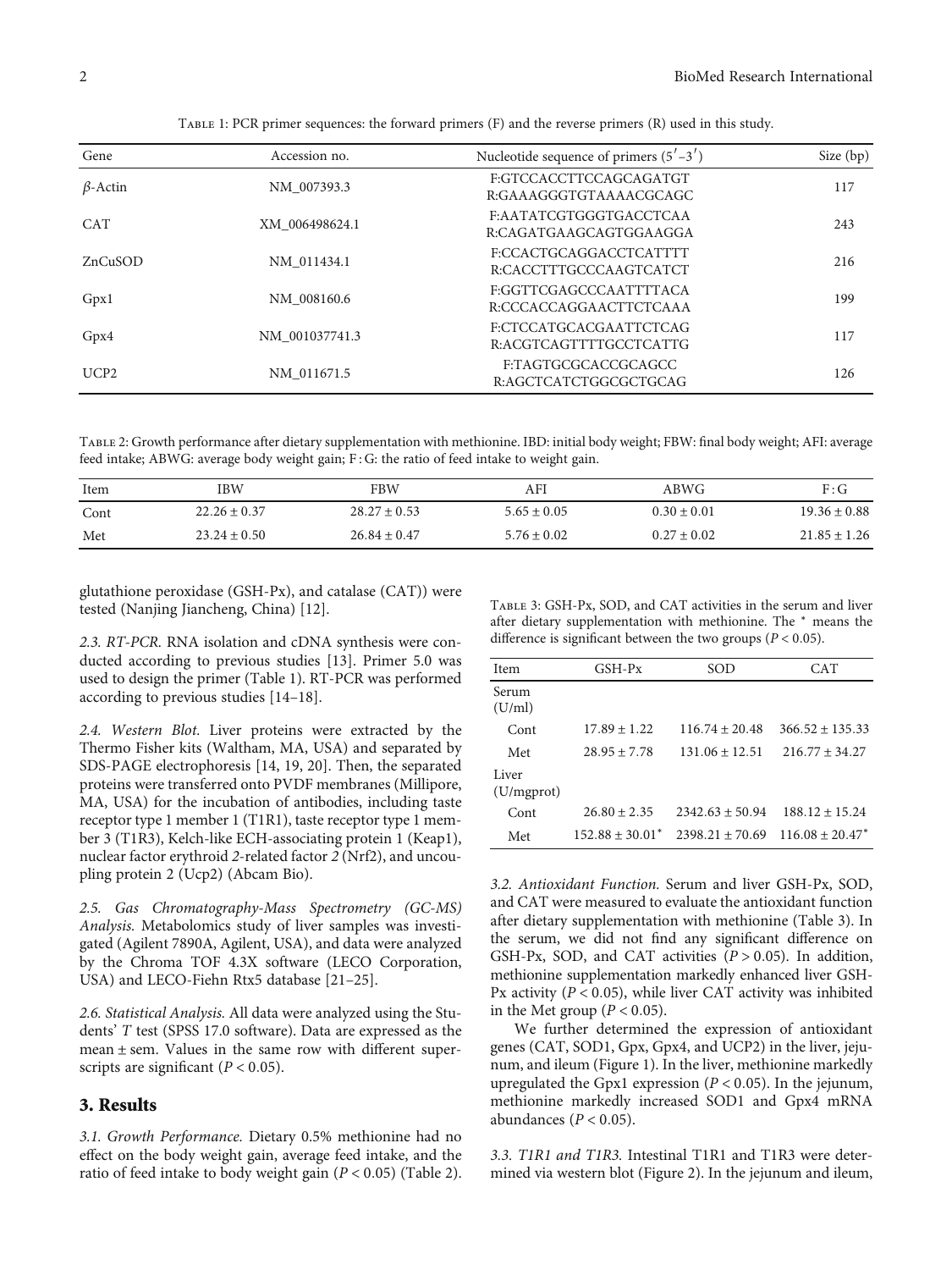Table 1: PCR primer sequences: the forward primers (F) and the reverse primers (R) used in this study.

| Gene | Accession no. | Nucleotide sequence of primers (5′–3′) | Size (bp) |
|---|---|---|---|
| β-Actin | NM_007393.3 | F:GTCCACCTTCCAGCAGATGT<br>R:GAAAGGGTGTAAAACGCAGC | 117 |
| CAT | XM_006498624.1 | F:AATATCGTGGGTGACCTCAA<br>R:CAGATGAAGCAGTGGAAGGA | 243 |
| ZnCuSOD | NM_011434.1 | F:CCACTGCAGGACCTCATTTT<br>R:CACCTTTGCCCAAGTCATCT | 216 |
| Gpx1 | NM_008160.6 | F:GGTTCGAGCCCAATTTTACA<br>R:CCCACCAGGAACTTCTCAAA | 199 |
| Gpx4 | NM_001037741.3 | F:CTCCATGCACGAATTCTCAG<br>R:ACGTCAGTTTTGCCTCATTG | 117 |
| UCP2 | NM_011671.5 | F:TAGTGCGCACCGCAGCC<br>R:AGCTCATCTGGCGCTGCAG | 126 |

Table 2: Growth performance after dietary supplementation with methionine. IBD: initial body weight; FBW: final body weight; AFI: average feed intake; ABWG: average body weight gain; F : G: the ratio of feed intake to weight gain.

| Item | IBW | FBW | AFI | ABWG | F : G |
|---|---|---|---|---|---|
| Cont | 22.26 ± 0.37 | 28.27 ± 0.53 | 5.65 ± 0.05 | 0.30 ± 0.01 | 19.36 ± 0.88 |
| Met | 23.24 ± 0.50 | 26.84 ± 0.47 | 5.76 ± 0.02 | 0.27 ± 0.02 | 21.85 ± 1.26 |

glutathione peroxidase (GSH-Px), and catalase (CAT)) were tested (Nanjing Jiancheng, China) [12].

*2.3. RT-PCR.* RNA isolation and cDNA synthesis were conducted according to previous studies [13]. Primer 5.0 was used to design the primer (Table 1). RT-PCR was performed according to previous studies [14–18].

*2.4. Western Blot.* Liver proteins were extracted by the Thermo Fisher kits (Waltham, MA, USA) and separated by SDS-PAGE electrophoresis [14, 19, 20]. Then, the separated proteins were transferred onto PVDF membranes (Millipore, MA, USA) for the incubation of antibodies, including taste receptor type 1 member 1 (T1R1), taste receptor type 1 member 3 (T1R3), Kelch-like ECH-associating protein 1 (Keap1), nuclear factor erythroid *2*-related factor *2* (Nrf2), and uncoupling protein 2 (Ucp2) (Abcam Bio).

*2.5. Gas Chromatography-Mass Spectrometry (GC-MS) Analysis.* Metabolomics study of liver samples was investigated (Agilent 7890A, Agilent, USA), and data were analyzed by the Chroma TOF 4.3X software (LECO Corporation, USA) and LECO-Fiehn Rtx5 database [21–25].

*2.6. Statistical Analysis.* All data were analyzed using the Students' *T* test (SPSS 17.0 software). Data are expressed as the mean ± sem. Values in the same row with different superscripts are significant ($P < 0.05$).

## 3. Results

*3.1. Growth Performance.* Dietary 0.5% methionine had no effect on the body weight gain, average feed intake, and the ratio of feed intake to body weight gain ($P < 0.05$) (Table 2).

Table 3: GSH-Px, SOD, and CAT activities in the serum and liver after dietary supplementation with methionine. The * means the difference is significant between the two groups ($P < 0.05$).

| Item | GSH-Px | SOD | CAT |
|---|---|---|---|
| Serum (U/ml) | | | |
| Cont | 17.89 ± 1.22 | 116.74 ± 20.48 | 366.52 ± 135.33 |
| Met | 28.95 ± 7.78 | 131.06 ± 12.51 | 216.77 ± 34.27 |
| Liver (U/mgprot) | | | |
| Cont | 26.80 ± 2.35 | 2342.63 ± 50.94 | 188.12 ± 15.24 |
| Met | 152.88 ± 30.01* | 2398.21 ± 70.69 | 116.08 ± 20.47* |

*3.2. Antioxidant Function.* Serum and liver GSH-Px, SOD, and CAT were measured to evaluate the antioxidant function after dietary supplementation with methionine (Table 3). In the serum, we did not find any significant difference on GSH-Px, SOD, and CAT activities ($P > 0.05$). In addition, methionine supplementation markedly enhanced liver GSH-Px activity ($P < 0.05$), while liver CAT activity was inhibited in the Met group ($P < 0.05$).

We further determined the expression of antioxidant genes (CAT, SOD1, Gpx, Gpx4, and UCP2) in the liver, jejunum, and ileum (Figure 1). In the liver, methionine markedly upregulated the Gpx1 expression ($P < 0.05$). In the jejunum, methionine markedly increased SOD1 and Gpx4 mRNA abundances ($P < 0.05$).

*3.3. T1R1 and T1R3.* Intestinal T1R1 and T1R3 were determined via western blot (Figure 2). In the jejunum and ileum,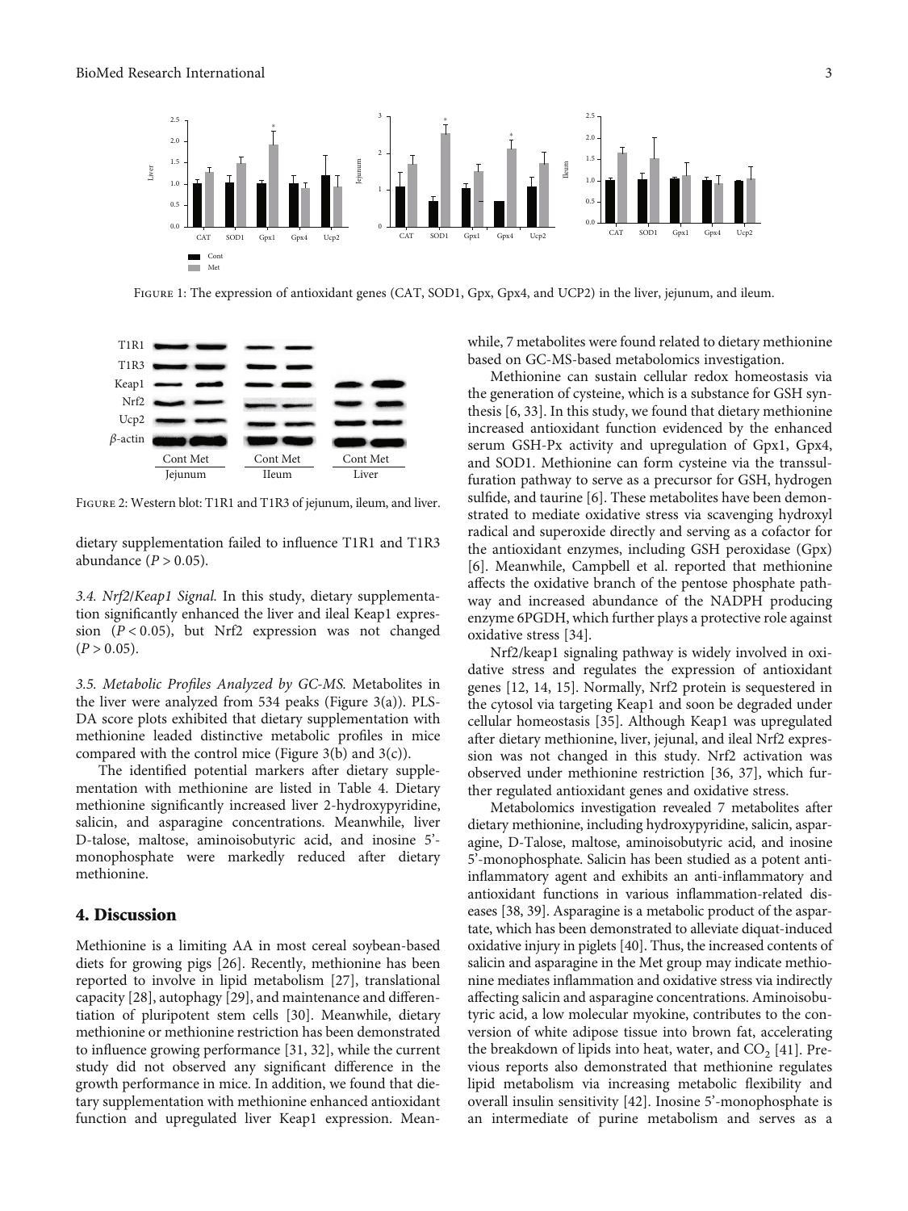Figure 1: The expression of antioxidant genes (CAT, SOD1, Gpx, Gpx4, and UCP2) in the liver, jejunum, and ileum.

Figure 2: Western blot: T1R1 and T1R3 of jejunum, ileum, and liver.

dietary supplementation failed to influence T1R1 and T1R3 abundance ($P > 0.05$).

*3.4. Nrf2/Keap1 Signal.* In this study, dietary supplementation significantly enhanced the liver and ileal Keap1 expression ($P < 0.05$), but Nrf2 expression was not changed ($P > 0.05$).

*3.5. Metabolic Profiles Analyzed by GC-MS.* Metabolites in the liver were analyzed from 534 peaks (Figure 3(a)). PLS-DA score plots exhibited that dietary supplementation with methionine leaded distinctive metabolic profiles in mice compared with the control mice (Figure 3(b) and 3(c)).

The identified potential markers after dietary supplementation with methionine are listed in Table 4. Dietary methionine significantly increased liver 2-hydroxypyridine, salicin, and asparagine concentrations. Meanwhile, liver D-talose, maltose, aminoisobutyric acid, and inosine 5'-monophosphate were markedly reduced after dietary methionine.

## 4. Discussion

Methionine is a limiting AA in most cereal soybean-based diets for growing pigs [26]. Recently, methionine has been reported to involve in lipid metabolism [27], translational capacity [28], autophagy [29], and maintenance and differentiation of pluripotent stem cells [30]. Meanwhile, dietary methionine or methionine restriction has been demonstrated to influence growing performance [31, 32], while the current study did not observed any significant difference in the growth performance in mice. In addition, we found that dietary supplementation with methionine enhanced antioxidant function and upregulated liver Keap1 expression. Meanwhile, 7 metabolites were found related to dietary methionine based on GC-MS-based metabolomics investigation.

Methionine can sustain cellular redox homeostasis via the generation of cysteine, which is a substance for GSH synthesis [6, 33]. In this study, we found that dietary methionine increased antioxidant function evidenced by the enhanced serum GSH-Px activity and upregulation of Gpx1, Gpx4, and SOD1. Methionine can form cysteine via the transsulfuration pathway to serve as a precursor for GSH, hydrogen sulfide, and taurine [6]. These metabolites have been demonstrated to mediate oxidative stress via scavenging hydroxyl radical and superoxide directly and serving as a cofactor for the antioxidant enzymes, including GSH peroxidase (Gpx) [6]. Meanwhile, Campbell et al. reported that methionine affects the oxidative branch of the pentose phosphate pathway and increased abundance of the NADPH producing enzyme 6PGDH, which further plays a protective role against oxidative stress [34].

Nrf2/keap1 signaling pathway is widely involved in oxidative stress and regulates the expression of antioxidant genes [12, 14, 15]. Normally, Nrf2 protein is sequestered in the cytosol via targeting Keap1 and soon be degraded under cellular homeostasis [35]. Although Keap1 was upregulated after dietary methionine, liver, jejunal, and ileal Nrf2 expression was not changed in this study. Nrf2 activation was observed under methionine restriction [36, 37], which further regulated antioxidant genes and oxidative stress.

Metabolomics investigation revealed 7 metabolites after dietary methionine, including hydroxypyridine, salicin, asparagine, D-Talose, maltose, aminoisobutyric acid, and inosine 5'-monophosphate. Salicin has been studied as a potent anti-inflammatory agent and exhibits an anti-inflammatory and antioxidant functions in various inflammation-related diseases [38, 39]. Asparagine is a metabolic product of the aspartate, which has been demonstrated to alleviate diquat-induced oxidative injury in piglets [40]. Thus, the increased contents of salicin and asparagine in the Met group may indicate methionine mediates inflammation and oxidative stress via indirectly affecting salicin and asparagine concentrations. Aminoisobutyric acid, a low molecular myokine, contributes to the conversion of white adipose tissue into brown fat, accelerating the breakdown of lipids into heat, water, and $CO_2$ [41]. Previous reports also demonstrated that methionine regulates lipid metabolism via increasing metabolic flexibility and overall insulin sensitivity [42]. Inosine 5'-monophosphate is an intermediate of purine metabolism and serves as a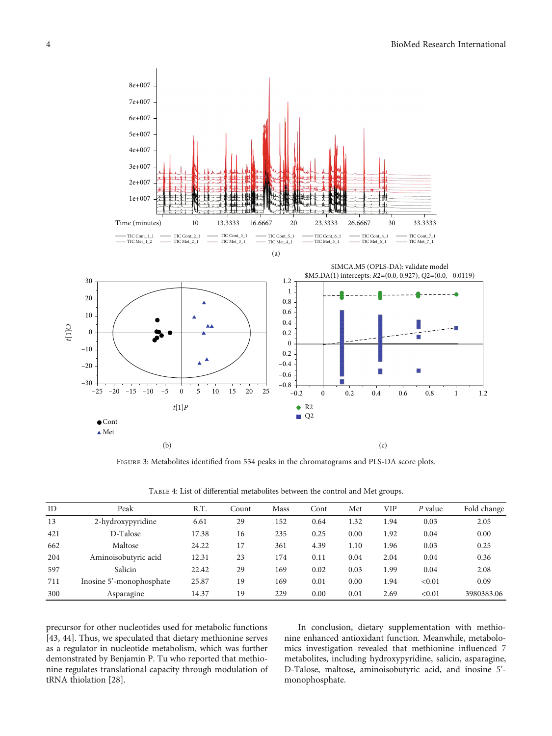Figure 3: Metabolites identified from 534 peaks in the chromatograms and PLS-DA score plots.

Table 4: List of differential metabolites between the control and Met groups.

| ID | Peak | R.T. | Count | Mass | Cont | Met | VIP | *P* value | Fold change |
|---|---|---|---|---|---|---|---|---|---|
| 13 | 2-hydroxypyridine | 6.61 | 29 | 152 | 0.64 | 1.32 | 1.94 | 0.03 | 2.05 |
| 421 | D-Talose | 17.38 | 16 | 235 | 0.25 | 0.00 | 1.92 | 0.04 | 0.00 |
| 662 | Maltose | 24.22 | 17 | 361 | 4.39 | 1.10 | 1.96 | 0.03 | 0.25 |
| 204 | Aminoisobutyric acid | 12.31 | 23 | 174 | 0.11 | 0.04 | 2.04 | 0.04 | 0.36 |
| 597 | Salicin | 22.42 | 29 | 169 | 0.02 | 0.03 | 1.99 | 0.04 | 2.08 |
| 711 | Inosine 5'-monophosphate | 25.87 | 19 | 169 | 0.01 | 0.00 | 1.94 | <0.01 | 0.09 |
| 300 | Asparagine | 14.37 | 19 | 229 | 0.00 | 0.01 | 2.69 | <0.01 | 3980383.06 |

precursor for other nucleotides used for metabolic functions [43, 44]. Thus, we speculated that dietary methionine serves as a regulator in nucleotide metabolism, which was further demonstrated by Benjamin P. Tu who reported that methionine regulates translational capacity through modulation of tRNA thiolation [28].

In conclusion, dietary supplementation with methionine enhanced antioxidant function. Meanwhile, metabolomics investigation revealed that methionine influenced 7 metabolites, including hydroxypyridine, salicin, asparagine, D-Talose, maltose, aminoisobutyric acid, and inosine 5'-monophosphate.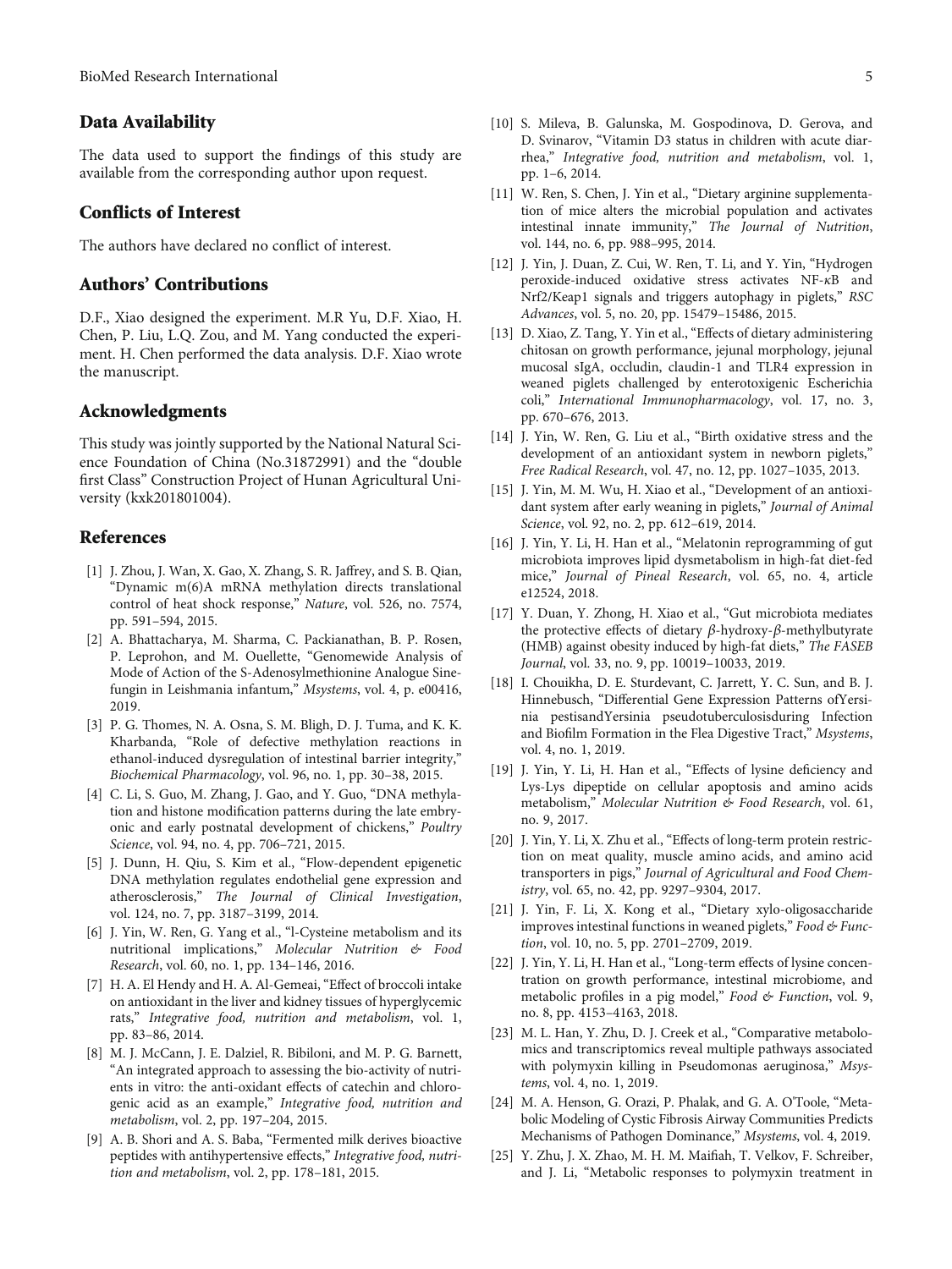## Data Availability

The data used to support the findings of this study are available from the corresponding author upon request.

## Conflicts of Interest

The authors have declared no conflict of interest.

## Authors' Contributions

D.F., Xiao designed the experiment. M.R Yu, D.F. Xiao, H. Chen, P. Liu, L.Q. Zou, and M. Yang conducted the experiment. H. Chen performed the data analysis. D.F. Xiao wrote the manuscript.

## Acknowledgments

This study was jointly supported by the National Natural Science Foundation of China (No.31872991) and the "double first Class" Construction Project of Hunan Agricultural University (kxk201801004).

## References

[1] J. Zhou, J. Wan, X. Gao, X. Zhang, S. R. Jaffrey, and S. B. Qian, "Dynamic m(6)A mRNA methylation directs translational control of heat shock response," *Nature*, vol. 526, no. 7574, pp. 591–594, 2015.

[2] A. Bhattacharya, M. Sharma, C. Packianathan, B. P. Rosen, P. Leprohon, and M. Ouellette, "Genomewide Analysis of Mode of Action of the S-Adenosylmethionine Analogue Sinefungin in Leishmania infantum," *Msystems*, vol. 4, p. e00416, 2019.

[3] P. G. Thomes, N. A. Osna, S. M. Bligh, D. J. Tuma, and K. K. Kharbanda, "Role of defective methylation reactions in ethanol-induced dysregulation of intestinal barrier integrity," *Biochemical Pharmacology*, vol. 96, no. 1, pp. 30–38, 2015.

[4] C. Li, S. Guo, M. Zhang, J. Gao, and Y. Guo, "DNA methylation and histone modification patterns during the late embryonic and early postnatal development of chickens," *Poultry Science*, vol. 94, no. 4, pp. 706–721, 2015.

[5] J. Dunn, H. Qiu, S. Kim et al., "Flow-dependent epigenetic DNA methylation regulates endothelial gene expression and atherosclerosis," *The Journal of Clinical Investigation*, vol. 124, no. 7, pp. 3187–3199, 2014.

[6] J. Yin, W. Ren, G. Yang et al., "l-Cysteine metabolism and its nutritional implications," *Molecular Nutrition & Food Research*, vol. 60, no. 1, pp. 134–146, 2016.

[7] H. A. El Hendy and H. A. Al-Gemeai, "Effect of broccoli intake on antioxidant in the liver and kidney tissues of hyperglycemic rats," *Integrative food, nutrition and metabolism*, vol. 1, pp. 83–86, 2014.

[8] M. J. McCann, J. E. Dalziel, R. Bibiloni, and M. P. G. Barnett, "An integrated approach to assessing the bio-activity of nutrients in vitro: the anti-oxidant effects of catechin and chlorogenic acid as an example," *Integrative food, nutrition and metabolism*, vol. 2, pp. 197–204, 2015.

[9] A. B. Shori and A. S. Baba, "Fermented milk derives bioactive peptides with antihypertensive effects," *Integrative food, nutrition and metabolism*, vol. 2, pp. 178–181, 2015.

[10] S. Mileva, B. Galunska, M. Gospodinova, D. Gerova, and D. Svinarov, "Vitamin D3 status in children with acute diarrhea," *Integrative food, nutrition and metabolism*, vol. 1, pp. 1–6, 2014.

[11] W. Ren, S. Chen, J. Yin et al., "Dietary arginine supplementation of mice alters the microbial population and activates intestinal innate immunity," *The Journal of Nutrition*, vol. 144, no. 6, pp. 988–995, 2014.

[12] J. Yin, J. Duan, Z. Cui, W. Ren, T. Li, and Y. Yin, "Hydrogen peroxide-induced oxidative stress activates NF-$\kappa$B and Nrf2/Keap1 signals and triggers autophagy in piglets," *RSC Advances*, vol. 5, no. 20, pp. 15479–15486, 2015.

[13] D. Xiao, Z. Tang, Y. Yin et al., "Effects of dietary administering chitosan on growth performance, jejunal morphology, jejunal mucosal sIgA, occludin, claudin-1 and TLR4 expression in weaned piglets challenged by enterotoxigenic Escherichia coli," *International Immunopharmacology*, vol. 17, no. 3, pp. 670–676, 2013.

[14] J. Yin, W. Ren, G. Liu et al., "Birth oxidative stress and the development of an antioxidant system in newborn piglets," *Free Radical Research*, vol. 47, no. 12, pp. 1027–1035, 2013.

[15] J. Yin, M. M. Wu, H. Xiao et al., "Development of an antioxidant system after early weaning in piglets," *Journal of Animal Science*, vol. 92, no. 2, pp. 612–619, 2014.

[16] J. Yin, Y. Li, H. Han et al., "Melatonin reprogramming of gut microbiota improves lipid dysmetabolism in high-fat diet-fed mice," *Journal of Pineal Research*, vol. 65, no. 4, article e12524, 2018.

[17] Y. Duan, Y. Zhong, H. Xiao et al., "Gut microbiota mediates the protective effects of dietary $\beta$-hydroxy-$\beta$-methylbutyrate (HMB) against obesity induced by high-fat diets," *The FASEB Journal*, vol. 33, no. 9, pp. 10019–10033, 2019.

[18] I. Chouikha, D. E. Sturdevant, C. Jarrett, Y. C. Sun, and B. J. Hinnebusch, "Differential Gene Expression Patterns ofYersinia pestisandYersinia pseudotuberculosisduring Infection and Biofilm Formation in the Flea Digestive Tract," *Msystems*, vol. 4, no. 1, 2019.

[19] J. Yin, Y. Li, H. Han et al., "Effects of lysine deficiency and Lys-Lys dipeptide on cellular apoptosis and amino acids metabolism," *Molecular Nutrition & Food Research*, vol. 61, no. 9, 2017.

[20] J. Yin, Y. Li, X. Zhu et al., "Effects of long-term protein restriction on meat quality, muscle amino acids, and amino acid transporters in pigs," *Journal of Agricultural and Food Chemistry*, vol. 65, no. 42, pp. 9297–9304, 2017.

[21] J. Yin, F. Li, X. Kong et al., "Dietary xylo-oligosaccharide improves intestinal functions in weaned piglets," *Food & Function*, vol. 10, no. 5, pp. 2701–2709, 2019.

[22] J. Yin, Y. Li, H. Han et al., "Long-term effects of lysine concentration on growth performance, intestinal microbiome, and metabolic profiles in a pig model," *Food & Function*, vol. 9, no. 8, pp. 4153–4163, 2018.

[23] M. L. Han, Y. Zhu, D. J. Creek et al., "Comparative metabolomics and transcriptomics reveal multiple pathways associated with polymyxin killing in Pseudomonas aeruginosa," *Msystems*, vol. 4, no. 1, 2019.

[24] M. A. Henson, G. Orazi, P. Phalak, and G. A. O'Toole, "Metabolic Modeling of Cystic Fibrosis Airway Communities Predicts Mechanisms of Pathogen Dominance," *Msystems*, vol. 4, 2019.

[25] Y. Zhu, J. X. Zhao, M. H. M. Maifiah, T. Velkov, F. Schreiber, and J. Li, "Metabolic responses to polymyxin treatment in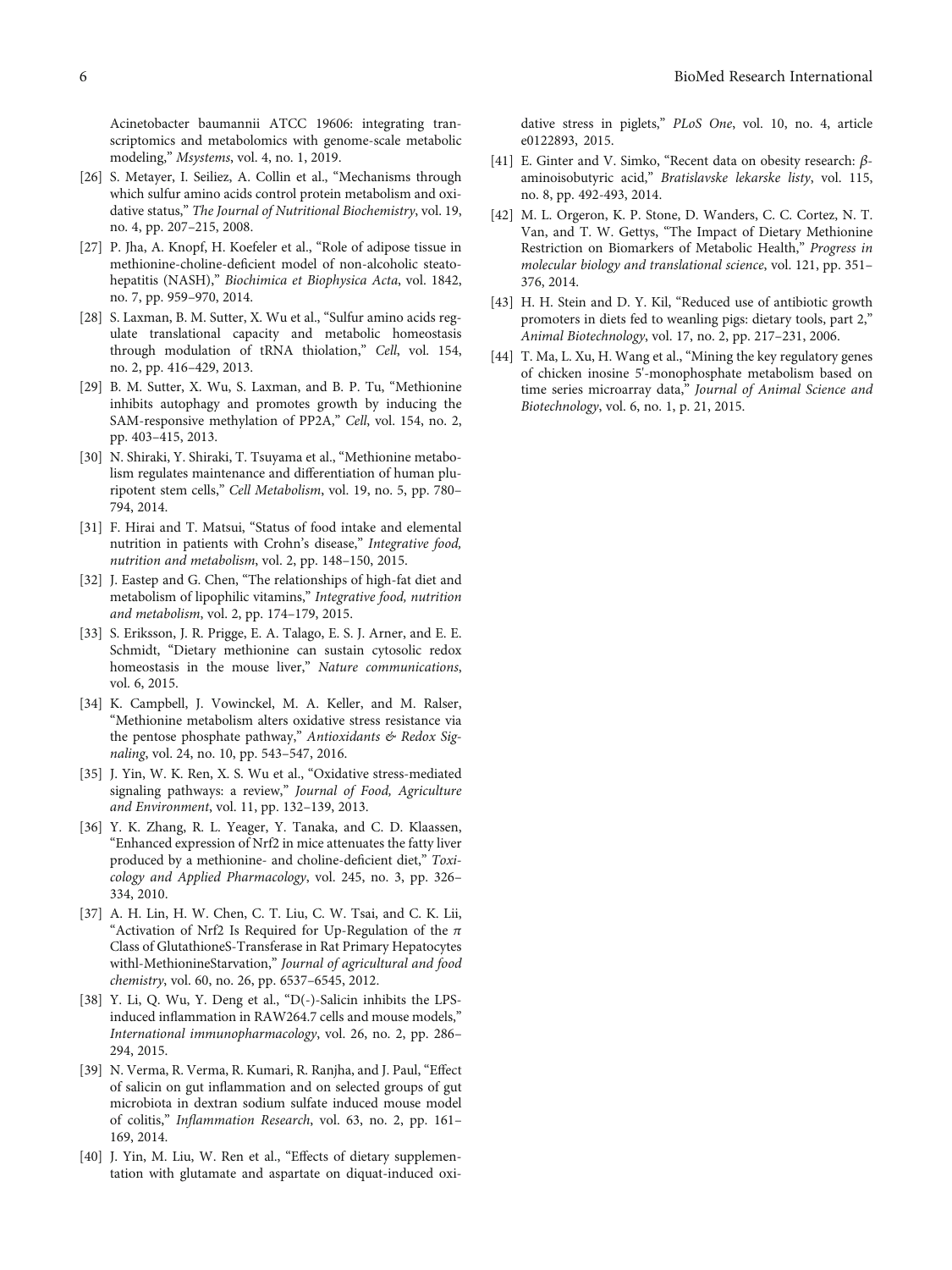Acinetobacter baumannii ATCC 19606: integrating transcriptomics and metabolomics with genome-scale metabolic modeling," *Msystems*, vol. 4, no. 1, 2019.

[26] S. Metayer, I. Seiliez, A. Collin et al., "Mechanisms through which sulfur amino acids control protein metabolism and oxidative status," *The Journal of Nutritional Biochemistry*, vol. 19, no. 4, pp. 207–215, 2008.

[27] P. Jha, A. Knopf, H. Koefeler et al., "Role of adipose tissue in methionine-choline-deficient model of non-alcoholic steatohepatitis (NASH)," *Biochimica et Biophysica Acta*, vol. 1842, no. 7, pp. 959–970, 2014.

[28] S. Laxman, B. M. Sutter, X. Wu et al., "Sulfur amino acids regulate translational capacity and metabolic homeostasis through modulation of tRNA thiolation," *Cell*, vol. 154, no. 2, pp. 416–429, 2013.

[29] B. M. Sutter, X. Wu, S. Laxman, and B. P. Tu, "Methionine inhibits autophagy and promotes growth by inducing the SAM-responsive methylation of PP2A," *Cell*, vol. 154, no. 2, pp. 403–415, 2013.

[30] N. Shiraki, Y. Shiraki, T. Tsuyama et al., "Methionine metabolism regulates maintenance and differentiation of human pluripotent stem cells," *Cell Metabolism*, vol. 19, no. 5, pp. 780–794, 2014.

[31] F. Hirai and T. Matsui, "Status of food intake and elemental nutrition in patients with Crohn's disease," *Integrative food, nutrition and metabolism*, vol. 2, pp. 148–150, 2015.

[32] J. Eastep and G. Chen, "The relationships of high-fat diet and metabolism of lipophilic vitamins," *Integrative food, nutrition and metabolism*, vol. 2, pp. 174–179, 2015.

[33] S. Eriksson, J. R. Prigge, E. A. Talago, E. S. J. Arner, and E. E. Schmidt, "Dietary methionine can sustain cytosolic redox homeostasis in the mouse liver," *Nature communications*, vol. 6, 2015.

[34] K. Campbell, J. Vowinckel, M. A. Keller, and M. Ralser, "Methionine metabolism alters oxidative stress resistance via the pentose phosphate pathway," *Antioxidants & Redox Signaling*, vol. 24, no. 10, pp. 543–547, 2016.

[35] J. Yin, W. K. Ren, X. S. Wu et al., "Oxidative stress-mediated signaling pathways: a review," *Journal of Food, Agriculture and Environment*, vol. 11, pp. 132–139, 2013.

[36] Y. K. Zhang, R. L. Yeager, Y. Tanaka, and C. D. Klaassen, "Enhanced expression of Nrf2 in mice attenuates the fatty liver produced by a methionine- and choline-deficient diet," *Toxicology and Applied Pharmacology*, vol. 245, no. 3, pp. 326–334, 2010.

[37] A. H. Lin, H. W. Chen, C. T. Liu, C. W. Tsai, and C. K. Lii, "Activation of Nrf2 Is Required for Up-Regulation of the $\pi$ Class of GlutathioneS-Transferase in Rat Primary Hepatocytes withl-MethionineStarvation," *Journal of agricultural and food chemistry*, vol. 60, no. 26, pp. 6537–6545, 2012.

[38] Y. Li, Q. Wu, Y. Deng et al., "D(-)-Salicin inhibits the LPS-induced inflammation in RAW264.7 cells and mouse models," *International immunopharmacology*, vol. 26, no. 2, pp. 286–294, 2015.

[39] N. Verma, R. Verma, R. Kumari, R. Ranjha, and J. Paul, "Effect of salicin on gut inflammation and on selected groups of gut microbiota in dextran sodium sulfate induced mouse model of colitis," *Inflammation Research*, vol. 63, no. 2, pp. 161–169, 2014.

[40] J. Yin, M. Liu, W. Ren et al., "Effects of dietary supplementation with glutamate and aspartate on diquat-induced oxidative stress in piglets," *PLoS One*, vol. 10, no. 4, article e0122893, 2015.

[41] E. Ginter and V. Simko, "Recent data on obesity research: $\beta$-aminoisobutyric acid," *Bratislavske lekarske listy*, vol. 115, no. 8, pp. 492-493, 2014.

[42] M. L. Orgeron, K. P. Stone, D. Wanders, C. C. Cortez, N. T. Van, and T. W. Gettys, "The Impact of Dietary Methionine Restriction on Biomarkers of Metabolic Health," *Progress in molecular biology and translational science*, vol. 121, pp. 351–376, 2014.

[43] H. H. Stein and D. Y. Kil, "Reduced use of antibiotic growth promoters in diets fed to weanling pigs: dietary tools, part 2," *Animal Biotechnology*, vol. 17, no. 2, pp. 217–231, 2006.

[44] T. Ma, L. Xu, H. Wang et al., "Mining the key regulatory genes of chicken inosine 5'-monophosphate metabolism based on time series microarray data," *Journal of Animal Science and Biotechnology*, vol. 6, no. 1, p. 21, 2015.